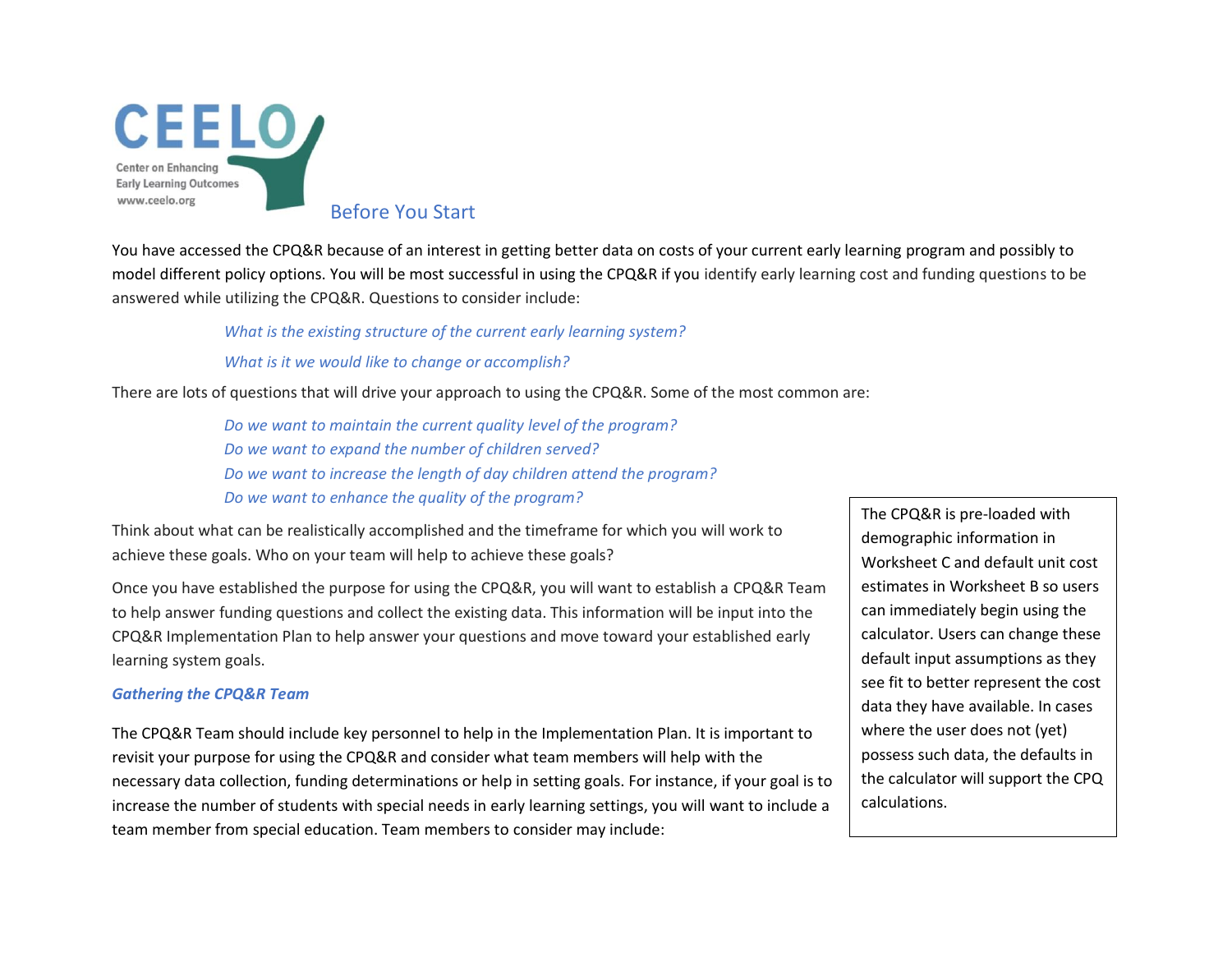CEELO

Center on Enhancing Early Learning Outcomes
www.ceelo.org

# Before You Start

You have accessed the CPQ&R because of an interest in getting better data on costs of your current early learning program and possibly to model different policy options. You will be most successful in using the CPQ&R if you identify early learning cost and funding questions to be answered while utilizing the CPQ&R. Questions to consider include:

*What is the existing structure of the current early learning system?*

*What is it we would like to change or accomplish?*

There are lots of questions that will drive your approach to using the CPQ&R. Some of the most common are:

*Do we want to maintain the current quality level of the program?*
*Do we want to expand the number of children served?*
*Do we want to increase the length of day children attend the program?*
*Do we want to enhance the quality of the program?*

Think about what can be realistically accomplished and the timeframe for which you will work to achieve these goals. Who on your team will help to achieve these goals?

Once you have established the purpose for using the CPQ&R, you will want to establish a CPQ&R Team to help answer funding questions and collect the existing data. This information will be input into the CPQ&R Implementation Plan to help answer your questions and move toward your established early learning system goals.

> The CPQ&R is pre-loaded with demographic information in Worksheet C and default unit cost estimates in Worksheet B so users can immediately begin using the calculator. Users can change these default input assumptions as they see fit to better represent the cost data they have available. In cases where the user does not (yet) possess such data, the defaults in the calculator will support the CPQ calculations.

### *Gathering the CPQ&R Team*

The CPQ&R Team should include key personnel to help in the Implementation Plan. It is important to revisit your purpose for using the CPQ&R and consider what team members will help with the necessary data collection, funding determinations or help in setting goals. For instance, if your goal is to increase the number of students with special needs in early learning settings, you will want to include a team member from special education. Team members to consider may include: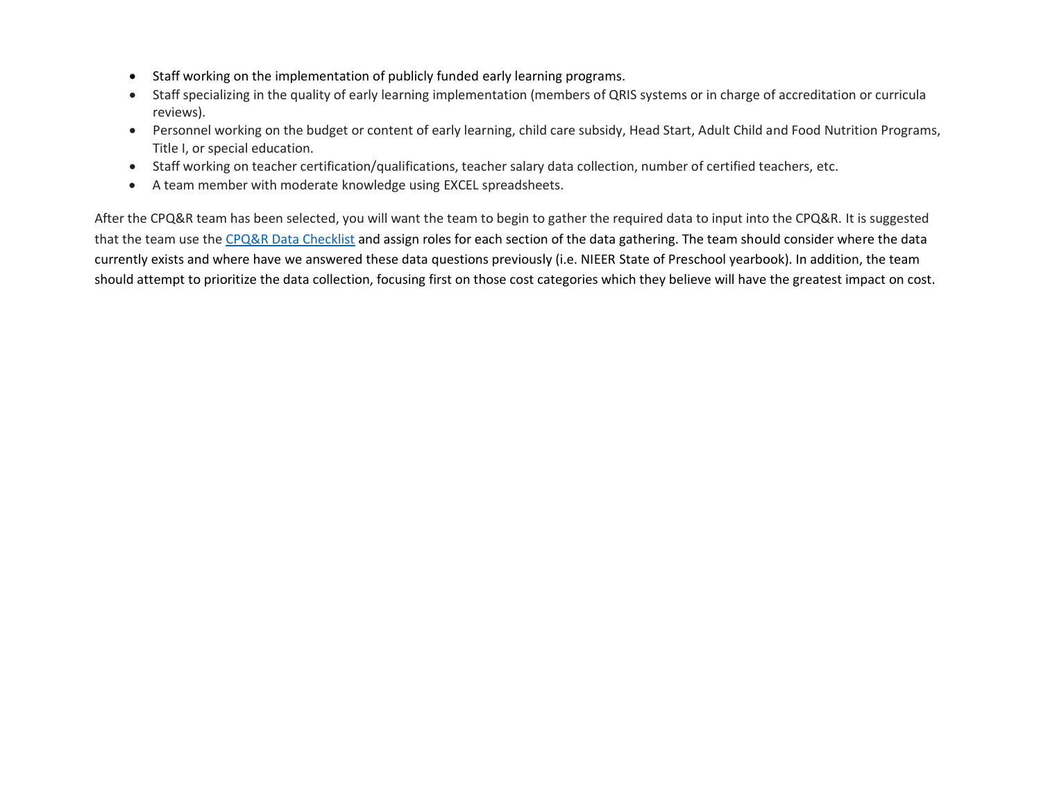- Staff working on the implementation of publicly funded early learning programs.
- Staff specializing in the quality of early learning implementation (members of QRIS systems or in charge of accreditation or curricula reviews).
- Personnel working on the budget or content of early learning, child care subsidy, Head Start, Adult Child and Food Nutrition Programs, Title I, or special education.
- Staff working on teacher certification/qualifications, teacher salary data collection, number of certified teachers, etc.
- A team member with moderate knowledge using EXCEL spreadsheets.

After the CPQ&R team has been selected, you will want the team to begin to gather the required data to input into the CPQ&R. It is suggested that the team use the CPQ&R Data Checklist and assign roles for each section of the data gathering. The team should consider where the data currently exists and where have we answered these data questions previously (i.e. NIEER State of Preschool yearbook). In addition, the team should attempt to prioritize the data collection, focusing first on those cost categories which they believe will have the greatest impact on cost.